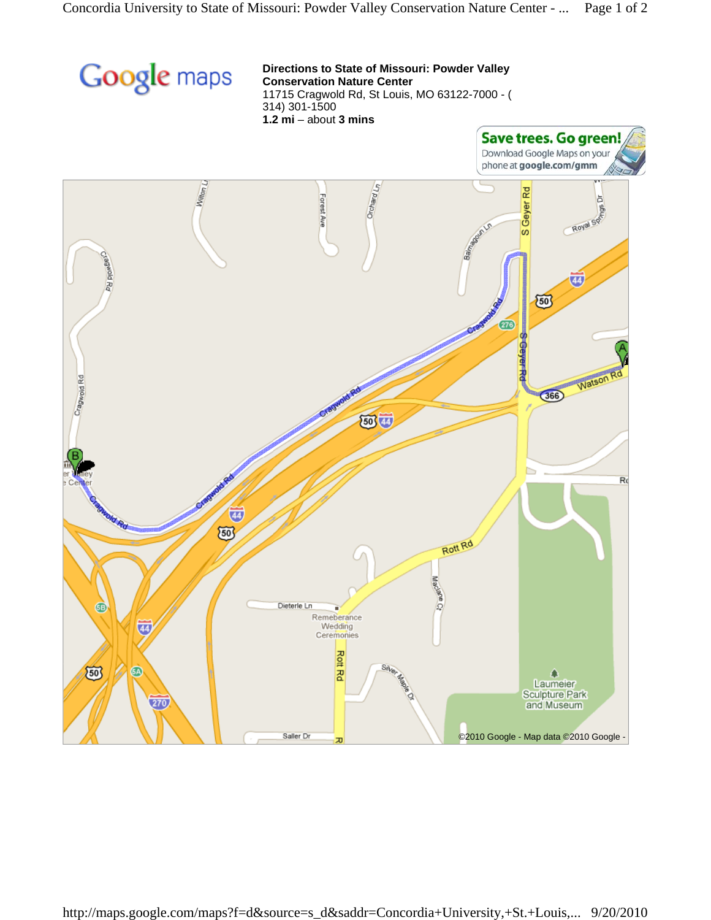Google maps

**Directions to State of Missouri: Powder Valley Conservation Nature Center**
11715 Cragwold Rd, St Louis, MO 63122-7000 - (314) 301-1500
**1.2 mi** – about **3 mins**

**Save trees. Go green!**
Download Google Maps on your phone at **google.com/gmm**

©2010 Google - Map data ©2010 Google -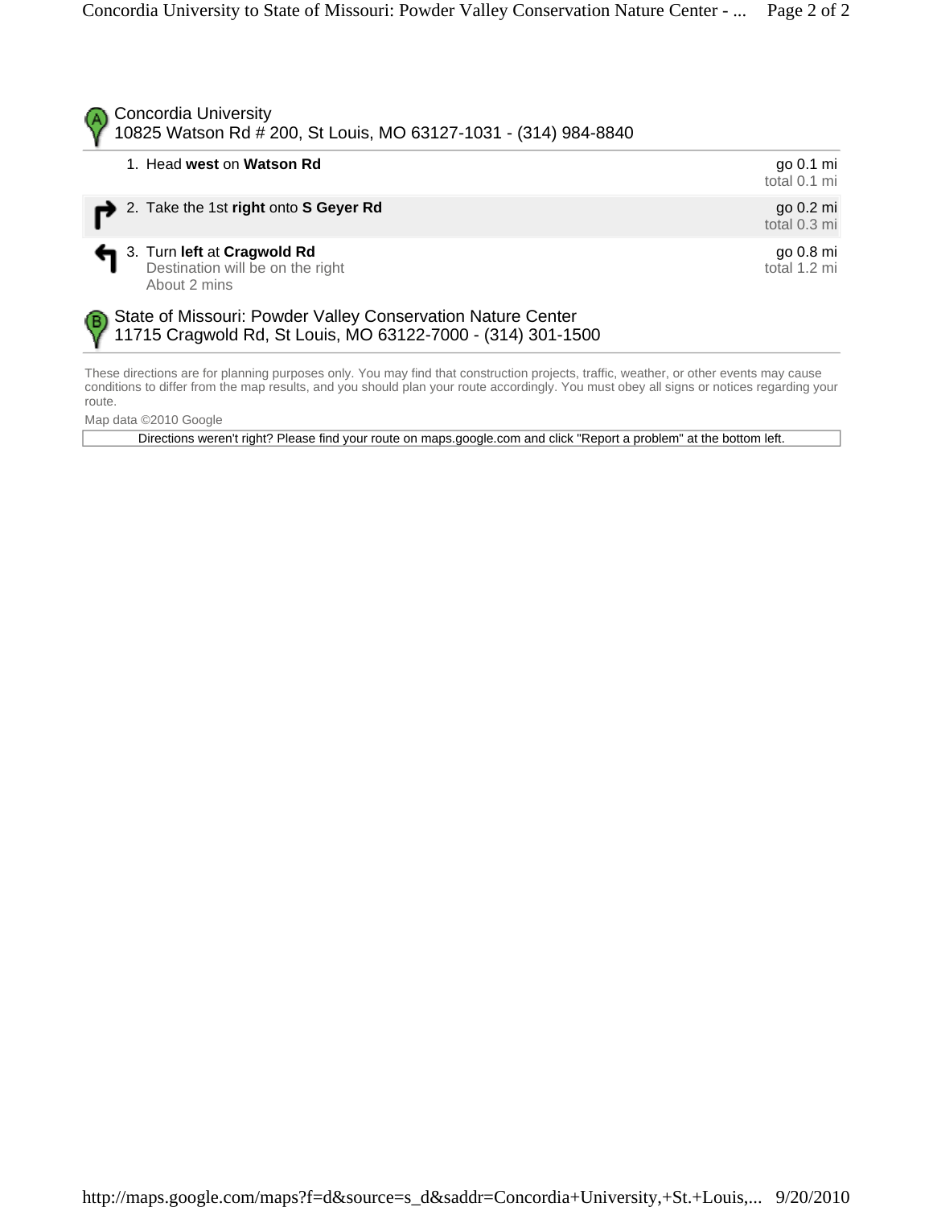**A** Concordia University
10825 Watson Rd # 200, St Louis, MO 63127-1031 - (314) 984-8840

| | | |
|---|---|---|
| 1. Head **west** on **Watson Rd** | go 0.1 mi | total 0.1 mi |
| 2. Take the 1st **right** onto **S Geyer Rd** | go 0.2 mi | total 0.3 mi |
| 3. Turn **left** at **Cragwold Rd**<br>Destination will be on the right<br>About 2 mins | go 0.8 mi | total 1.2 mi |

**B** State of Missouri: Powder Valley Conservation Nature Center
11715 Cragwold Rd, St Louis, MO 63122-7000 - (314) 301-1500

These directions are for planning purposes only. You may find that construction projects, traffic, weather, or other events may cause conditions to differ from the map results, and you should plan your route accordingly. You must obey all signs or notices regarding your route.

Map data ©2010 Google

Directions weren't right? Please find your route on maps.google.com and click "Report a problem" at the bottom left.